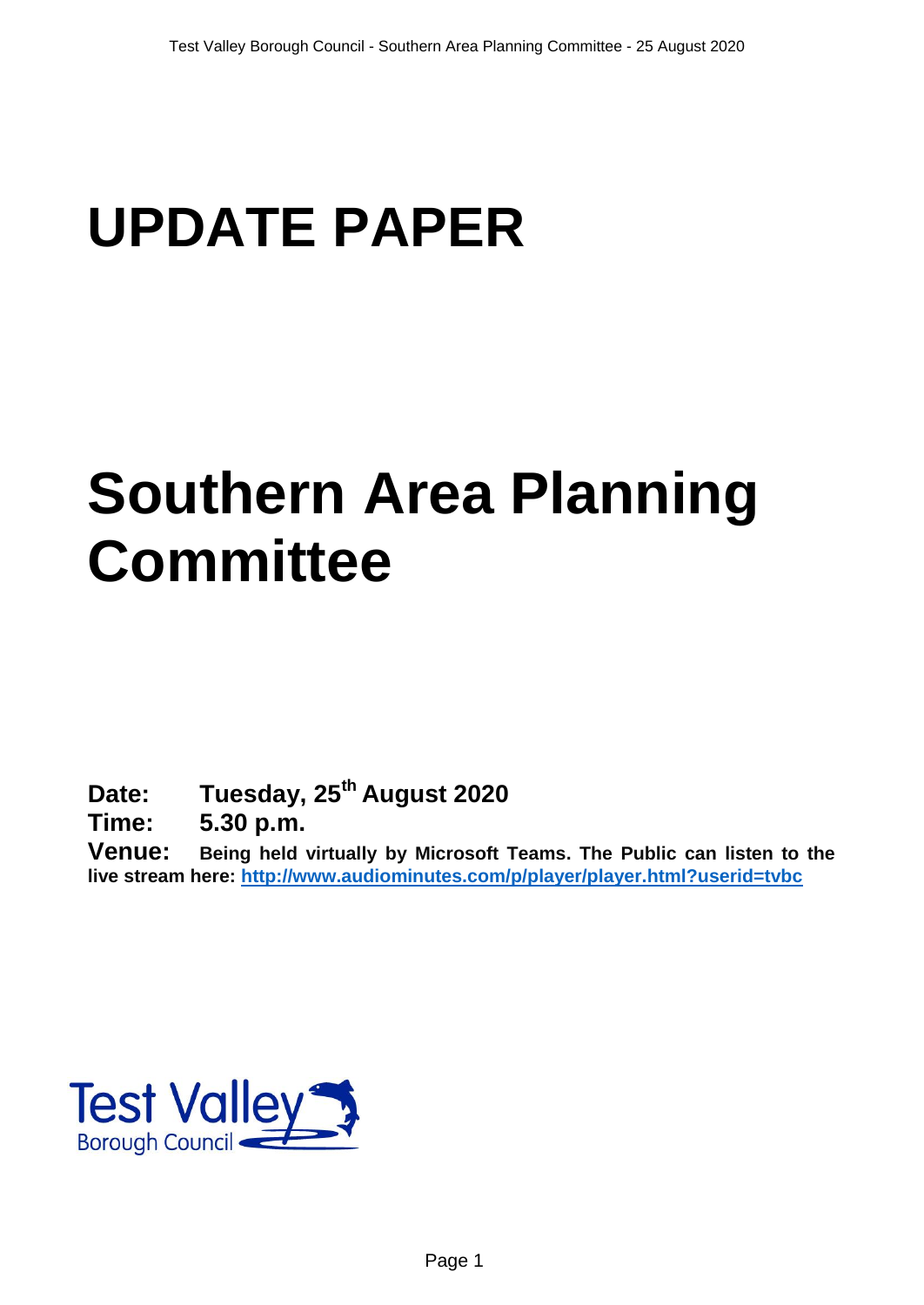# UPDATE PAPER

# Southern Area Planning Committee

**Date:** **Tuesday, 25th August 2020**

**Time:** **5.30 p.m.**

**Venue:** **Being held virtually by Microsoft Teams. The Public can listen to the live stream here: http://www.audiominutes.com/p/player/player.html?userid=tvbc**

Test Valley Borough Council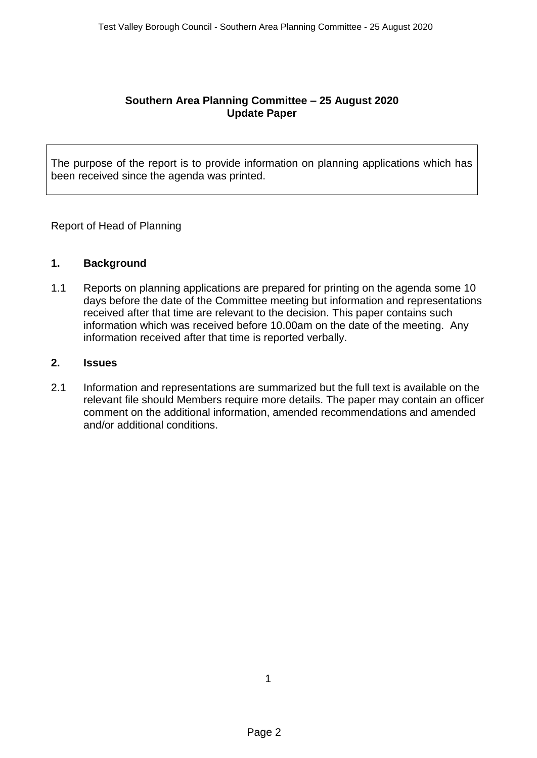**Southern Area Planning Committee – 25 August 2020**
**Update Paper**

The purpose of the report is to provide information on planning applications which has been received since the agenda was printed.

Report of Head of Planning

## 1. Background

1.1 Reports on planning applications are prepared for printing on the agenda some 10 days before the date of the Committee meeting but information and representations received after that time are relevant to the decision. This paper contains such information which was received before 10.00am on the date of the meeting. Any information received after that time is reported verbally.

## 2. Issues

2.1 Information and representations are summarized but the full text is available on the relevant file should Members require more details. The paper may contain an officer comment on the additional information, amended recommendations and amended and/or additional conditions.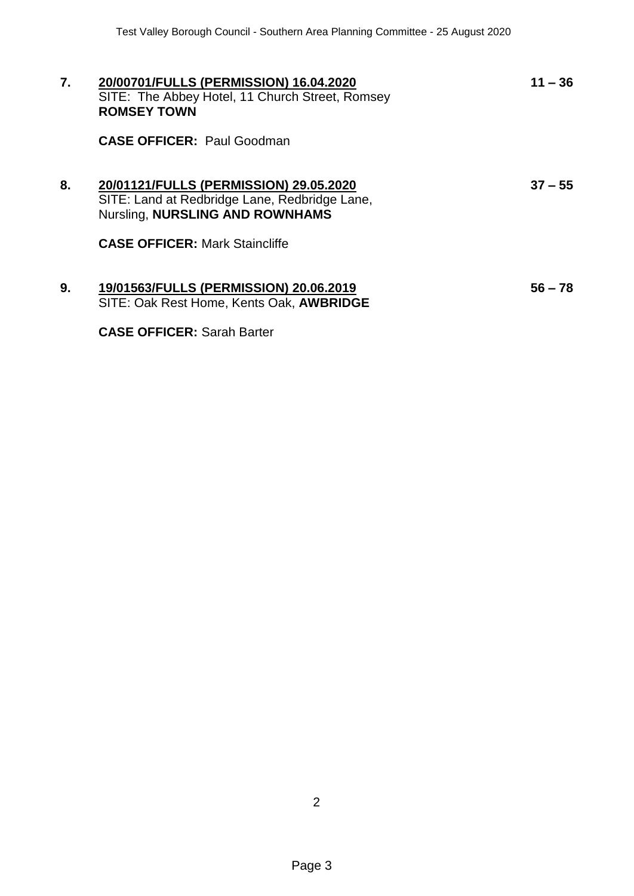**7.** **20/00701/FULLS (PERMISSION) 16.04.2020** **11 – 36**
SITE: The Abbey Hotel, 11 Church Street, Romsey
**ROMSEY TOWN**

**CASE OFFICER:** Paul Goodman

**8.** **20/01121/FULLS (PERMISSION) 29.05.2020** **37 – 55**
SITE: Land at Redbridge Lane, Redbridge Lane, Nursling, **NURSLING AND ROWNHAMS**

**CASE OFFICER:** Mark Staincliffe

**9.** **19/01563/FULLS (PERMISSION) 20.06.2019** **56 – 78**
SITE: Oak Rest Home, Kents Oak, **AWBRIDGE**

**CASE OFFICER:** Sarah Barter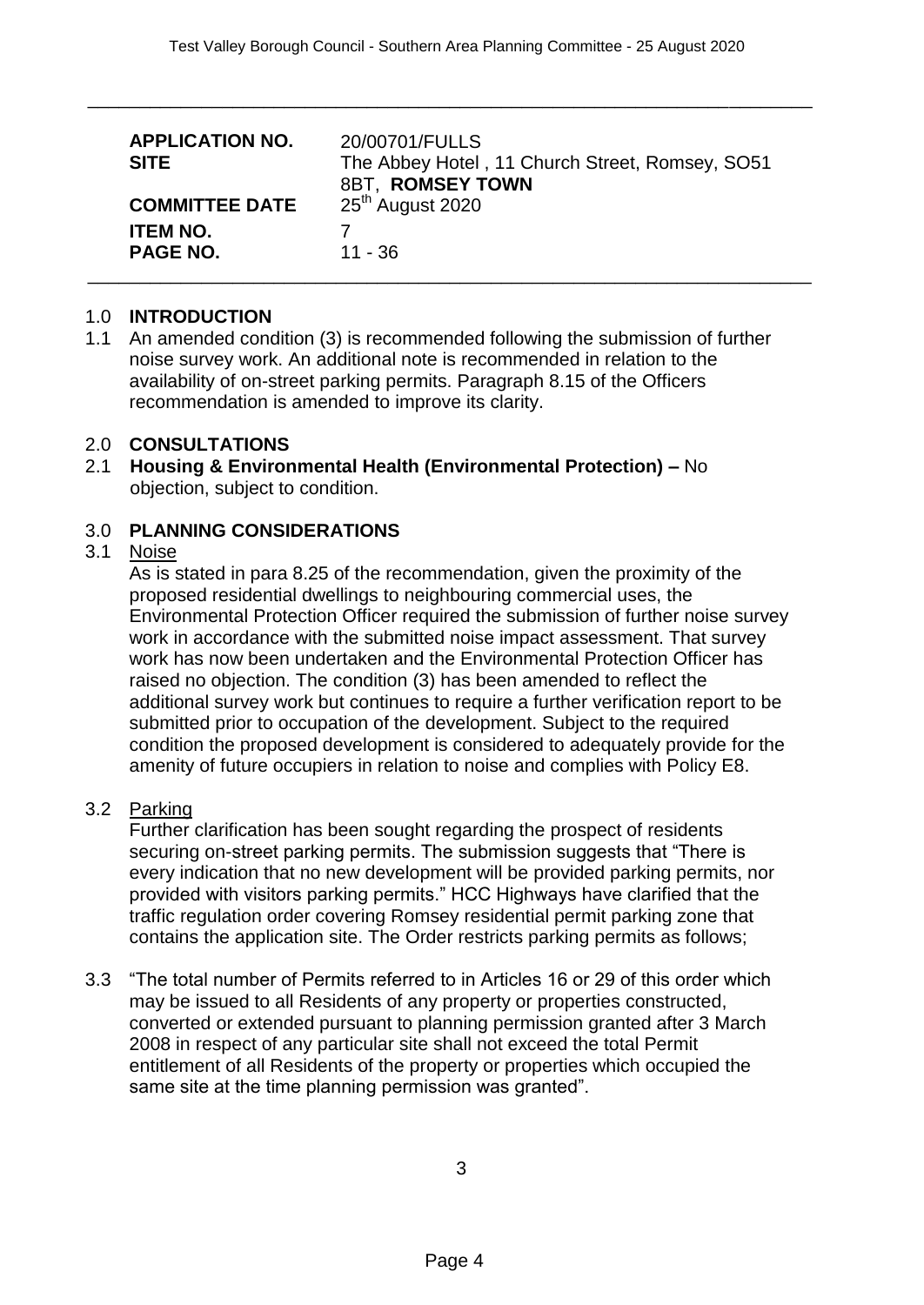| | |
|---|---|
| **APPLICATION NO.** | 20/00701/FULLS |
| **SITE** | The Abbey Hotel , 11 Church Street, Romsey, SO51 8BT, **ROMSEY TOWN** |
| **COMMITTEE DATE** | 25th August 2020 |
| **ITEM NO.** | 7 |
| **PAGE NO.** | 11 - 36 |

## 1.0 INTRODUCTION

1.1 An amended condition (3) is recommended following the submission of further noise survey work. An additional note is recommended in relation to the availability of on-street parking permits. Paragraph 8.15 of the Officers recommendation is amended to improve its clarity.

## 2.0 CONSULTATIONS

2.1 **Housing & Environmental Health (Environmental Protection) –** No objection, subject to condition.

## 3.0 PLANNING CONSIDERATIONS

3.1 Noise

As is stated in para 8.25 of the recommendation, given the proximity of the proposed residential dwellings to neighbouring commercial uses, the Environmental Protection Officer required the submission of further noise survey work in accordance with the submitted noise impact assessment. That survey work has now been undertaken and the Environmental Protection Officer has raised no objection. The condition (3) has been amended to reflect the additional survey work but continues to require a further verification report to be submitted prior to occupation of the development. Subject to the required condition the proposed development is considered to adequately provide for the amenity of future occupiers in relation to noise and complies with Policy E8.

3.2 Parking

Further clarification has been sought regarding the prospect of residents securing on-street parking permits. The submission suggests that "There is every indication that no new development will be provided parking permits, nor provided with visitors parking permits." HCC Highways have clarified that the traffic regulation order covering Romsey residential permit parking zone that contains the application site. The Order restricts parking permits as follows;

3.3 "The total number of Permits referred to in Articles 16 or 29 of this order which may be issued to all Residents of any property or properties constructed, converted or extended pursuant to planning permission granted after 3 March 2008 in respect of any particular site shall not exceed the total Permit entitlement of all Residents of the property or properties which occupied the same site at the time planning permission was granted".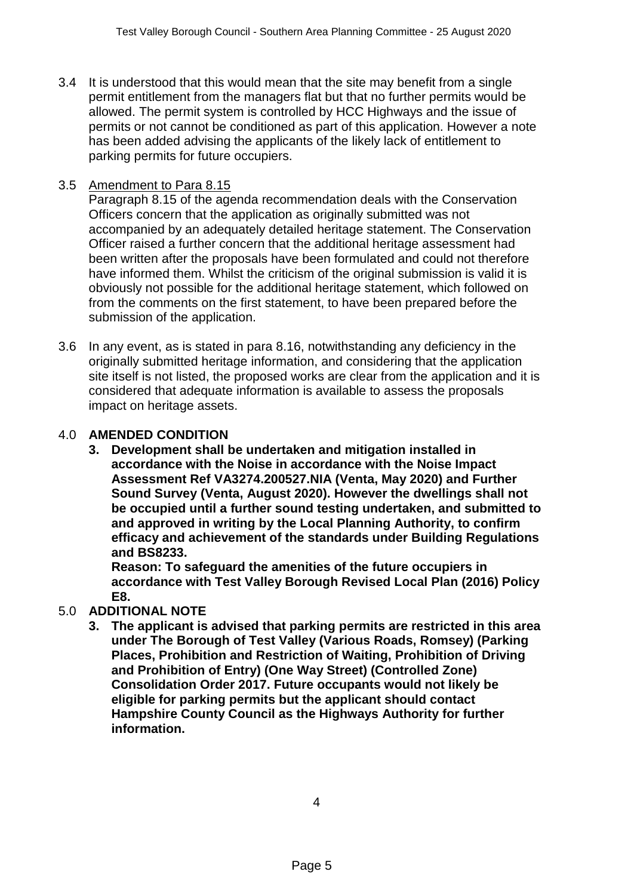3.4 It is understood that this would mean that the site may benefit from a single permit entitlement from the managers flat but that no further permits would be allowed. The permit system is controlled by HCC Highways and the issue of permits or not cannot be conditioned as part of this application. However a note has been added advising the applicants of the likely lack of entitlement to parking permits for future occupiers.

3.5 Amendment to Para 8.15

Paragraph 8.15 of the agenda recommendation deals with the Conservation Officers concern that the application as originally submitted was not accompanied by an adequately detailed heritage statement. The Conservation Officer raised a further concern that the additional heritage assessment had been written after the proposals have been formulated and could not therefore have informed them. Whilst the criticism of the original submission is valid it is obviously not possible for the additional heritage statement, which followed on from the comments on the first statement, to have been prepared before the submission of the application.

3.6 In any event, as is stated in para 8.16, notwithstanding any deficiency in the originally submitted heritage information, and considering that the application site itself is not listed, the proposed works are clear from the application and it is considered that adequate information is available to assess the proposals impact on heritage assets.

## 4.0 AMENDED CONDITION

**3. Development shall be undertaken and mitigation installed in accordance with the Noise in accordance with the Noise Impact Assessment Ref VA3274.200527.NIA (Venta, May 2020) and Further Sound Survey (Venta, August 2020). However the dwellings shall not be occupied until a further sound testing undertaken, and submitted to and approved in writing by the Local Planning Authority, to confirm efficacy and achievement of the standards under Building Regulations and BS8233.**

**Reason: To safeguard the amenities of the future occupiers in accordance with Test Valley Borough Revised Local Plan (2016) Policy E8.**

## 5.0 ADDITIONAL NOTE

**3. The applicant is advised that parking permits are restricted in this area under The Borough of Test Valley (Various Roads, Romsey) (Parking Places, Prohibition and Restriction of Waiting, Prohibition of Driving and Prohibition of Entry) (One Way Street) (Controlled Zone) Consolidation Order 2017. Future occupants would not likely be eligible for parking permits but the applicant should contact Hampshire County Council as the Highways Authority for further information.**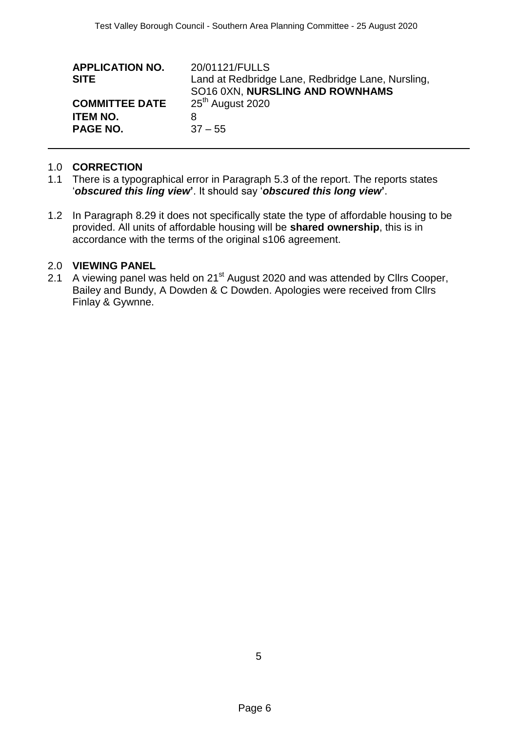| | |
|---|---|
| **APPLICATION NO.** | 20/01121/FULLS |
| **SITE** | Land at Redbridge Lane, Redbridge Lane, Nursling, SO16 0XN, **NURSLING AND ROWNHAMS** |
| **COMMITTEE DATE** | 25th August 2020 |
| **ITEM NO.** | 8 |
| **PAGE NO.** | 37 – 55 |

## 1.0 CORRECTION

1.1 There is a typographical error in Paragraph 5.3 of the report. The reports states '***obscured this ling view***'. It should say '***obscured this long view***'.

1.2 In Paragraph 8.29 it does not specifically state the type of affordable housing to be provided. All units of affordable housing will be **shared ownership**, this is in accordance with the terms of the original s106 agreement.

## 2.0 VIEWING PANEL

2.1 A viewing panel was held on 21st August 2020 and was attended by Cllrs Cooper, Bailey and Bundy, A Dowden & C Dowden. Apologies were received from Cllrs Finlay & Gywnne.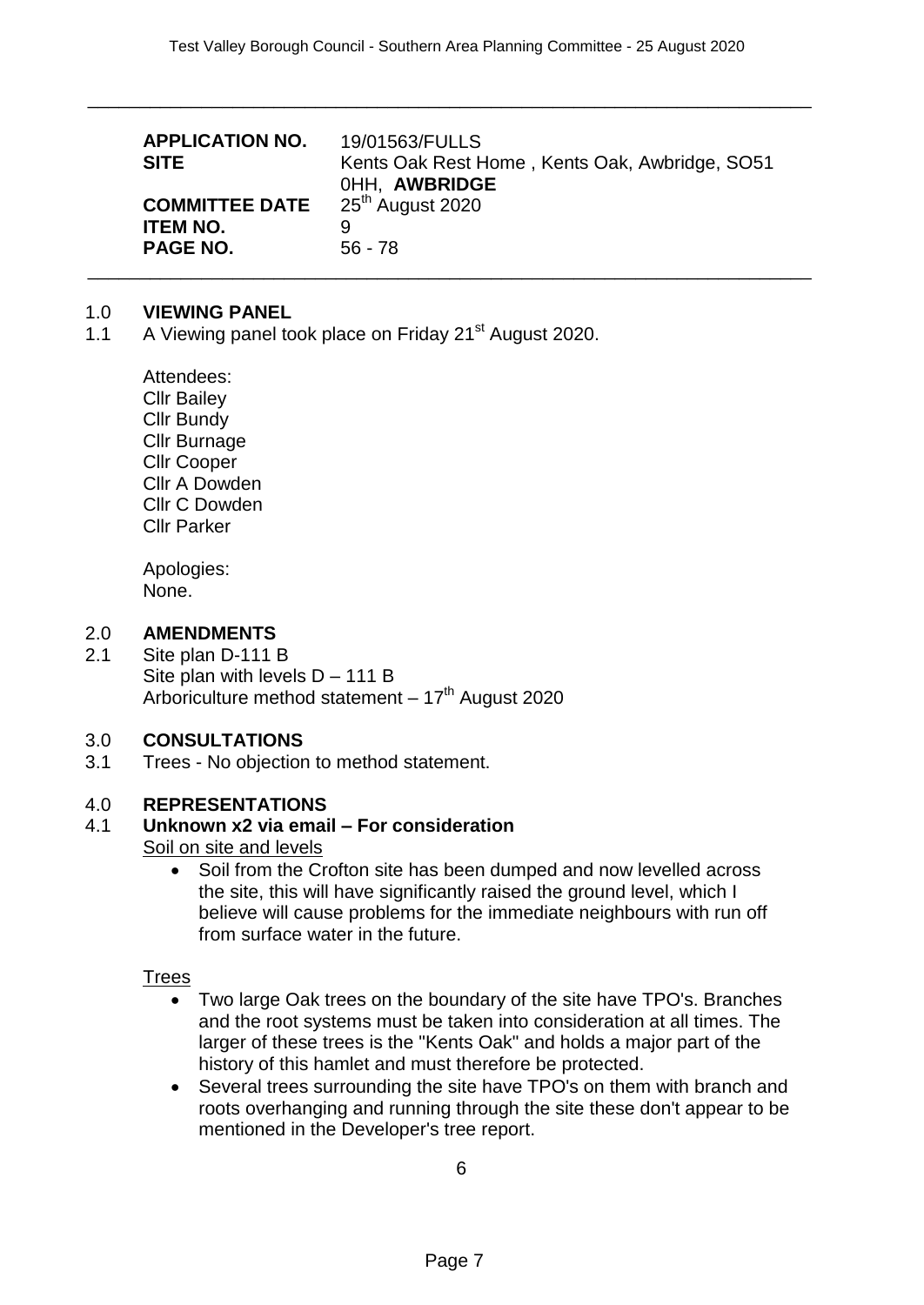| APPLICATION NO. | 19/01563/FULLS |
| --- | --- |
| SITE | Kents Oak Rest Home , Kents Oak, Awbridge, SO51 0HH, **AWBRIDGE** |
| COMMITTEE DATE | 25th August 2020 |
| ITEM NO. | 9 |
| PAGE NO. | 56 - 78 |

## 1.0 VIEWING PANEL

1.1 A Viewing panel took place on Friday 21st August 2020.

Attendees:
Cllr Bailey
Cllr Bundy
Cllr Burnage
Cllr Cooper
Cllr A Dowden
Cllr C Dowden
Cllr Parker

Apologies:
None.

## 2.0 AMENDMENTS

2.1 Site plan D-111 B
Site plan with levels D – 111 B
Arboriculture method statement – 17th August 2020

## 3.0 CONSULTATIONS

3.1 Trees - No objection to method statement.

## 4.0 REPRESENTATIONS

4.1 **Unknown x2 via email – For consideration**

<u>Soil on site and levels</u>

- Soil from the Crofton site has been dumped and now levelled across the site, this will have significantly raised the ground level, which I believe will cause problems for the immediate neighbours with run off from surface water in the future.

<u>Trees</u>

- Two large Oak trees on the boundary of the site have TPO's. Branches and the root systems must be taken into consideration at all times. The larger of these trees is the "Kents Oak" and holds a major part of the history of this hamlet and must therefore be protected.
- Several trees surrounding the site have TPO's on them with branch and roots overhanging and running through the site these don't appear to be mentioned in the Developer's tree report.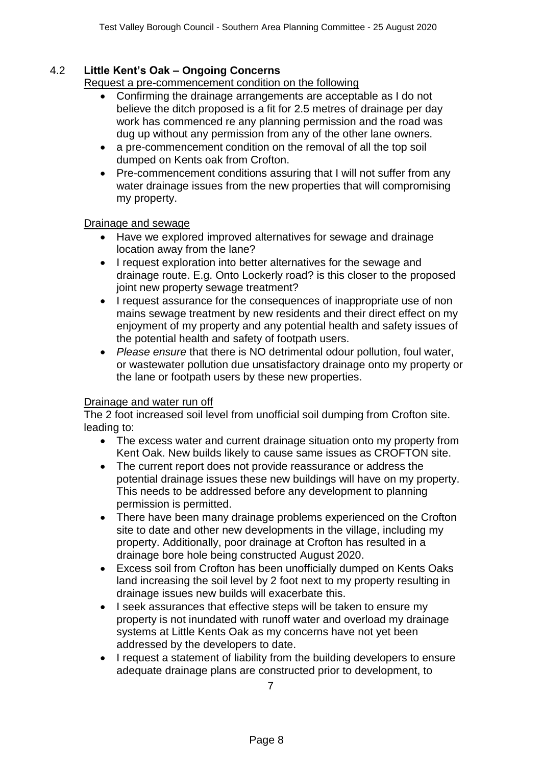## 4.2 Little Kent's Oak – Ongoing Concerns

Request a pre-commencement condition on the following

- Confirming the drainage arrangements are acceptable as I do not believe the ditch proposed is a fit for 2.5 metres of drainage per day work has commenced re any planning permission and the road was dug up without any permission from any of the other lane owners.
- a pre-commencement condition on the removal of all the top soil dumped on Kents oak from Crofton.
- Pre-commencement conditions assuring that I will not suffer from any water drainage issues from the new properties that will compromising my property.

Drainage and sewage

- Have we explored improved alternatives for sewage and drainage location away from the lane?
- I request exploration into better alternatives for the sewage and drainage route. E.g. Onto Lockerly road? is this closer to the proposed joint new property sewage treatment?
- I request assurance for the consequences of inappropriate use of non mains sewage treatment by new residents and their direct effect on my enjoyment of my property and any potential health and safety issues of the potential health and safety of footpath users.
- *Please ensure* that there is NO detrimental odour pollution, foul water, or wastewater pollution due unsatisfactory drainage onto my property or the lane or footpath users by these new properties.

Drainage and water run off

The 2 foot increased soil level from unofficial soil dumping from Crofton site. leading to:

- The excess water and current drainage situation onto my property from Kent Oak. New builds likely to cause same issues as CROFTON site.
- The current report does not provide reassurance or address the potential drainage issues these new buildings will have on my property. This needs to be addressed before any development to planning permission is permitted.
- There have been many drainage problems experienced on the Crofton site to date and other new developments in the village, including my property. Additionally, poor drainage at Crofton has resulted in a drainage bore hole being constructed August 2020.
- Excess soil from Crofton has been unofficially dumped on Kents Oaks land increasing the soil level by 2 foot next to my property resulting in drainage issues new builds will exacerbate this.
- I seek assurances that effective steps will be taken to ensure my property is not inundated with runoff water and overload my drainage systems at Little Kents Oak as my concerns have not yet been addressed by the developers to date.
- I request a statement of liability from the building developers to ensure adequate drainage plans are constructed prior to development, to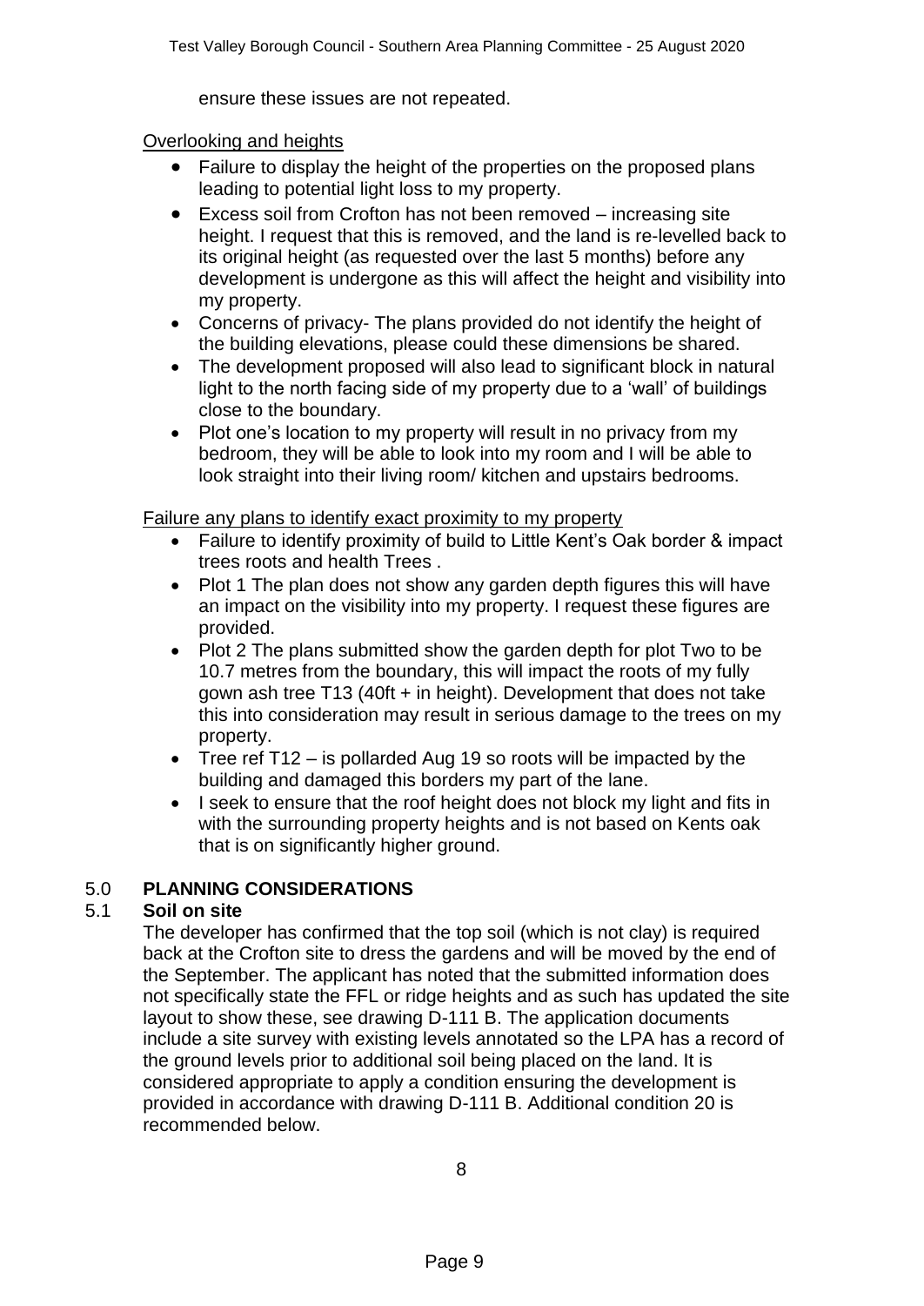ensure these issues are not repeated.

Overlooking and heights

- Failure to display the height of the properties on the proposed plans leading to potential light loss to my property.
- Excess soil from Crofton has not been removed – increasing site height. I request that this is removed, and the land is re-levelled back to its original height (as requested over the last 5 months) before any development is undergone as this will affect the height and visibility into my property.
- Concerns of privacy- The plans provided do not identify the height of the building elevations, please could these dimensions be shared.
- The development proposed will also lead to significant block in natural light to the north facing side of my property due to a 'wall' of buildings close to the boundary.
- Plot one's location to my property will result in no privacy from my bedroom, they will be able to look into my room and I will be able to look straight into their living room/ kitchen and upstairs bedrooms.

Failure any plans to identify exact proximity to my property

- Failure to identify proximity of build to Little Kent's Oak border & impact trees roots and health Trees .
- Plot 1 The plan does not show any garden depth figures this will have an impact on the visibility into my property. I request these figures are provided.
- Plot 2 The plans submitted show the garden depth for plot Two to be 10.7 metres from the boundary, this will impact the roots of my fully gown ash tree T13 (40ft + in height). Development that does not take this into consideration may result in serious damage to the trees on my property.
- Tree ref T12 – is pollarded Aug 19 so roots will be impacted by the building and damaged this borders my part of the lane.
- I seek to ensure that the roof height does not block my light and fits in with the surrounding property heights and is not based on Kents oak that is on significantly higher ground.

## 5.0 PLANNING CONSIDERATIONS

### 5.1 Soil on site

The developer has confirmed that the top soil (which is not clay) is required back at the Crofton site to dress the gardens and will be moved by the end of the September. The applicant has noted that the submitted information does not specifically state the FFL or ridge heights and as such has updated the site layout to show these, see drawing D-111 B. The application documents include a site survey with existing levels annotated so the LPA has a record of the ground levels prior to additional soil being placed on the land. It is considered appropriate to apply a condition ensuring the development is provided in accordance with drawing D-111 B. Additional condition 20 is recommended below.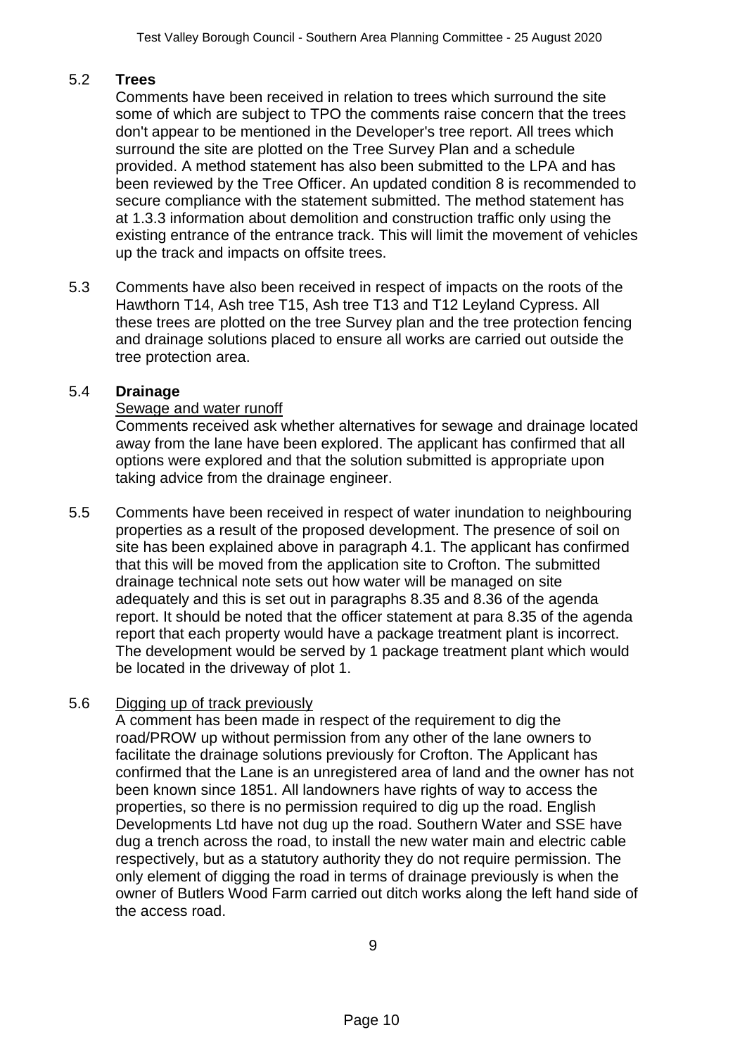5.2 **Trees**

Comments have been received in relation to trees which surround the site some of which are subject to TPO the comments raise concern that the trees don't appear to be mentioned in the Developer's tree report. All trees which surround the site are plotted on the Tree Survey Plan and a schedule provided. A method statement has also been submitted to the LPA and has been reviewed by the Tree Officer. An updated condition 8 is recommended to secure compliance with the statement submitted. The method statement has at 1.3.3 information about demolition and construction traffic only using the existing entrance of the entrance track. This will limit the movement of vehicles up the track and impacts on offsite trees.

5.3 Comments have also been received in respect of impacts on the roots of the Hawthorn T14, Ash tree T15, Ash tree T13 and T12 Leyland Cypress. All these trees are plotted on the tree Survey plan and the tree protection fencing and drainage solutions placed to ensure all works are carried out outside the tree protection area.

5.4 **Drainage**

<u>Sewage and water runoff</u>

Comments received ask whether alternatives for sewage and drainage located away from the lane have been explored. The applicant has confirmed that all options were explored and that the solution submitted is appropriate upon taking advice from the drainage engineer.

5.5 Comments have been received in respect of water inundation to neighbouring properties as a result of the proposed development. The presence of soil on site has been explained above in paragraph 4.1. The applicant has confirmed that this will be moved from the application site to Crofton. The submitted drainage technical note sets out how water will be managed on site adequately and this is set out in paragraphs 8.35 and 8.36 of the agenda report. It should be noted that the officer statement at para 8.35 of the agenda report that each property would have a package treatment plant is incorrect. The development would be served by 1 package treatment plant which would be located in the driveway of plot 1.

5.6 <u>Digging up of track previously</u>

A comment has been made in respect of the requirement to dig the road/PROW up without permission from any other of the lane owners to facilitate the drainage solutions previously for Crofton. The Applicant has confirmed that the Lane is an unregistered area of land and the owner has not been known since 1851. All landowners have rights of way to access the properties, so there is no permission required to dig up the road. English Developments Ltd have not dug up the road. Southern Water and SSE have dug a trench across the road, to install the new water main and electric cable respectively, but as a statutory authority they do not require permission. The only element of digging the road in terms of drainage previously is when the owner of Butlers Wood Farm carried out ditch works along the left hand side of the access road.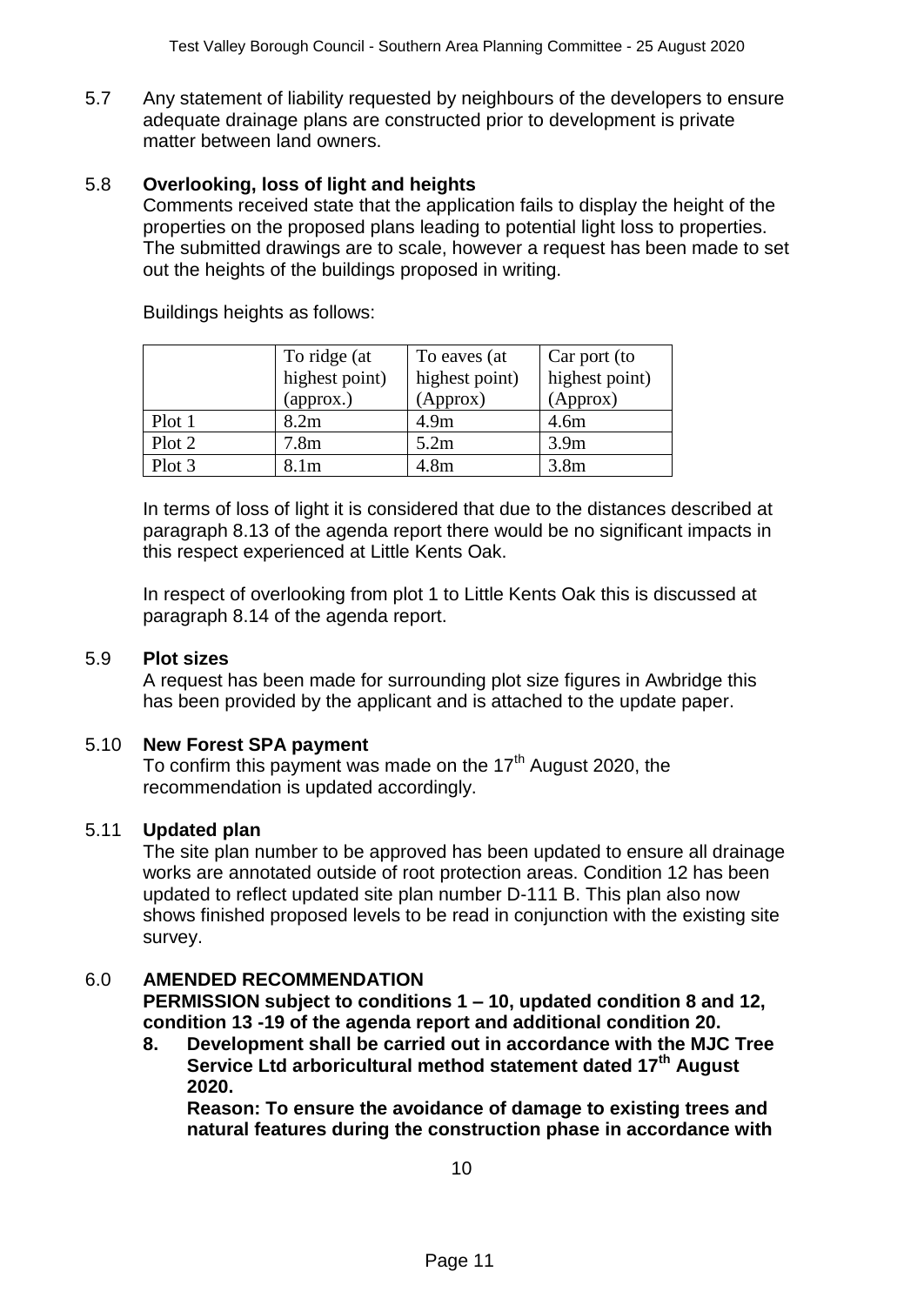5.7 Any statement of liability requested by neighbours of the developers to ensure adequate drainage plans are constructed prior to development is private matter between land owners.

5.8 **Overlooking, loss of light and heights**

Comments received state that the application fails to display the height of the properties on the proposed plans leading to potential light loss to properties. The submitted drawings are to scale, however a request has been made to set out the heights of the buildings proposed in writing.

Buildings heights as follows:

| | To ridge (at highest point) (approx.) | To eaves (at highest point) (Approx) | Car port (to highest point) (Approx) |
|---|---|---|---|
| Plot 1 | 8.2m | 4.9m | 4.6m |
| Plot 2 | 7.8m | 5.2m | 3.9m |
| Plot 3 | 8.1m | 4.8m | 3.8m |

In terms of loss of light it is considered that due to the distances described at paragraph 8.13 of the agenda report there would be no significant impacts in this respect experienced at Little Kents Oak.

In respect of overlooking from plot 1 to Little Kents Oak this is discussed at paragraph 8.14 of the agenda report.

5.9 **Plot sizes**

A request has been made for surrounding plot size figures in Awbridge this has been provided by the applicant and is attached to the update paper.

5.10 **New Forest SPA payment**

To confirm this payment was made on the 17th August 2020, the recommendation is updated accordingly.

5.11 **Updated plan**

The site plan number to be approved has been updated to ensure all drainage works are annotated outside of root protection areas. Condition 12 has been updated to reflect updated site plan number D-111 B. This plan also now shows finished proposed levels to be read in conjunction with the existing site survey.

6.0 **AMENDED RECOMMENDATION**

**PERMISSION subject to conditions 1 – 10, updated condition 8 and 12, condition 13 -19 of the agenda report and additional condition 20.**

**8. Development shall be carried out in accordance with the MJC Tree Service Ltd arboricultural method statement dated 17th August 2020.**

**Reason: To ensure the avoidance of damage to existing trees and natural features during the construction phase in accordance with**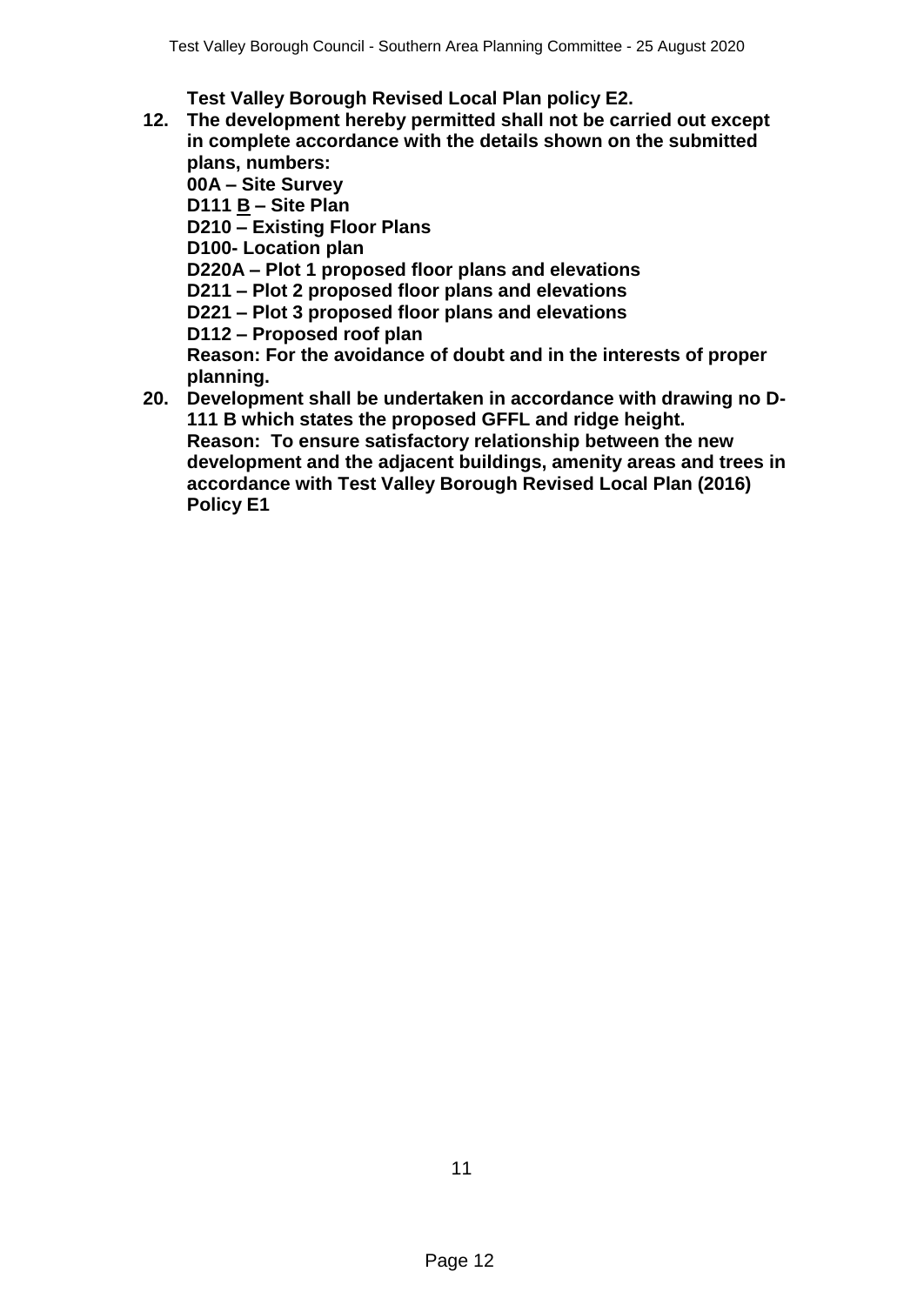**Test Valley Borough Revised Local Plan policy E2.**

12. **The development hereby permitted shall not be carried out except in complete accordance with the details shown on the submitted plans, numbers:**
    **00A – Site Survey**
    **D111 <u>B</u> – Site Plan**
    **D210 – Existing Floor Plans**
    **D100- Location plan**
    **D220A – Plot 1 proposed floor plans and elevations**
    **D211 – Plot 2 proposed floor plans and elevations**
    **D221 – Plot 3 proposed floor plans and elevations**
    **D112 – Proposed roof plan**
    **Reason: For the avoidance of doubt and in the interests of proper planning.**

20. **Development shall be undertaken in accordance with drawing no D-111 B which states the proposed GFFL and ridge height.**
    **Reason: To ensure satisfactory relationship between the new development and the adjacent buildings, amenity areas and trees in accordance with Test Valley Borough Revised Local Plan (2016) Policy E1**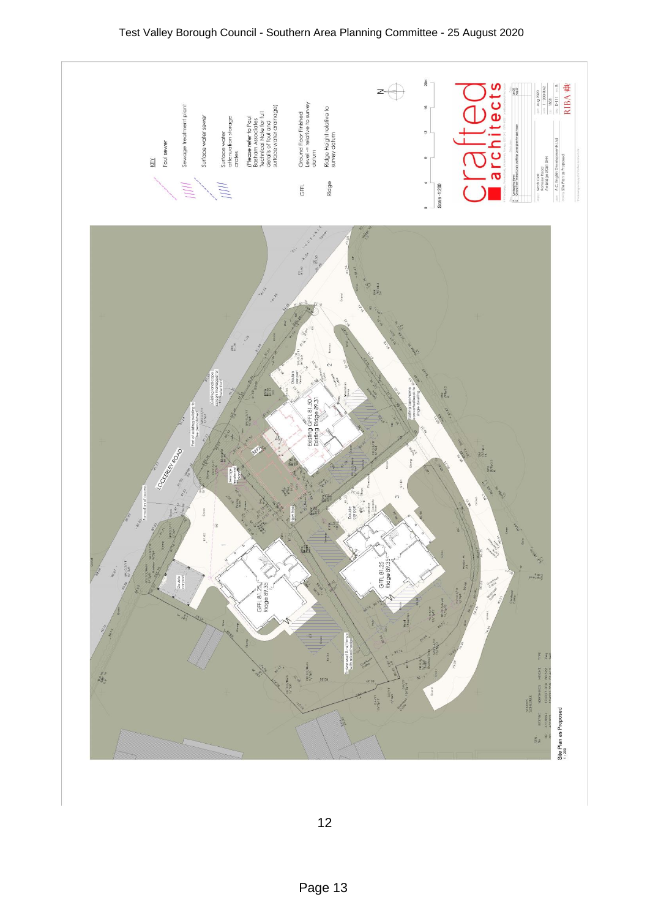KEY

Foul sewer

Sewage treatment plant

Surface water sewer

Surface water attenuation storage crates

(Please refer to Paul Basham Associates Technical Note for full details of foul and surface water drainage)

GFFL Ground Floor Finished Level – relative to survey datum

Ridge Ridge Height relative to survey datum

Scale - 1:200

LOCKERLEY ROAD

Existing GFFL 81.50
Existing Ridge 89.31

GFFL 81.25
Ridge 89.35

GFFL 81.25
Ridge 89.35

Double car port

Double car port

Double car port

Sewage treatment plant

Existing caravan/ mobile homes and associated hardstanding to be removed

Existing landscape screen managed to improve growth

Part of existing building to be demolished

Timber post & rail fence with mixed native hedge

crafted architects

A.C. English Developments Ltd

Site Plan as Proposed

Aug 2020

RIBA

Site Plan as Proposed
1:200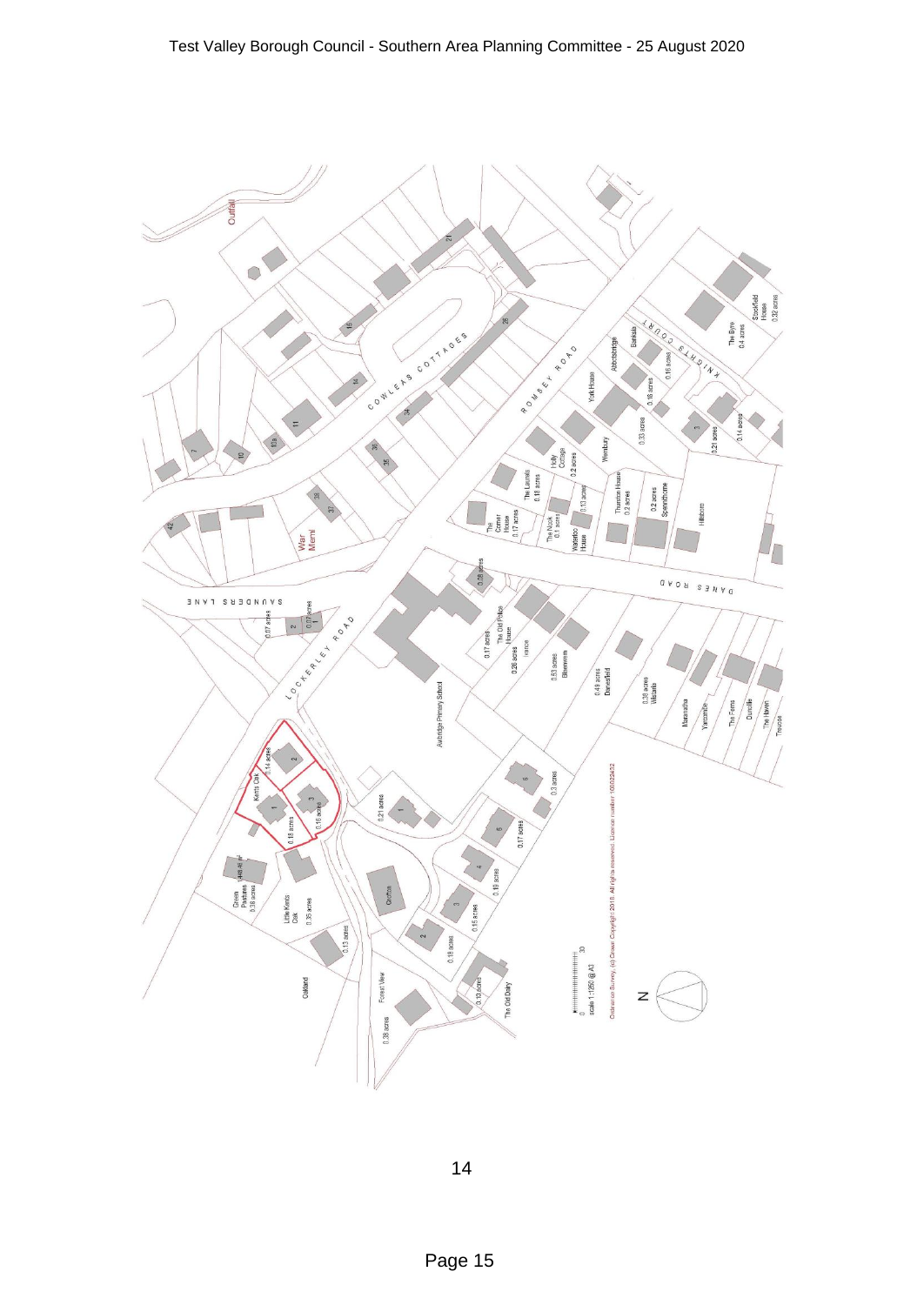Outfall

COWLEAS COTTAGES

ROMSEY ROAD

KNIGHTS COURT

SAUNDERS LANE

LOCKERLEY ROAD

DANES ROAD

War Meml

Awbridge Primary School

Kents Oak

Little Kents Oak

Green Pastures

Quitos

Oakland

Forest View

The Old Dairy

The Old Police House

Stonefield House

The Byre

Abbotsbridge

Banksia

York House

Wembury

Holly Cottage

The Laurels

The Corner House

The Nook

Waterloo House

Thurston House

Spennithorne

Hillsborn

Bluewinem

Danesfield

Willcairs

Mannacha

Yarcombe

The Ferns

Dunollie

The Haven

Trevose

scale 1:1250 @ A3

Ordnance Survey, (c) Crown Copyright 2018. All rights reserved. Licence number 100022432

N